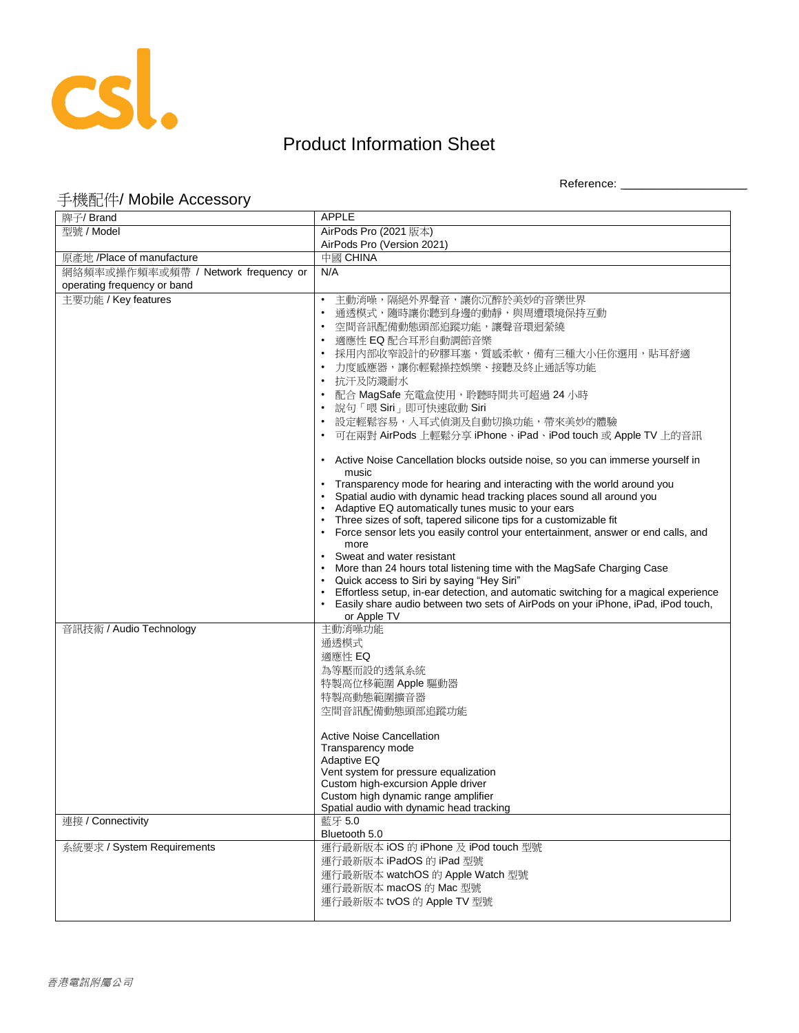# Product Information Sheet

Reference: ____________________

## 手機配件/ Mobile Accessory

| 牌子/ Brand | APPLE |
|---|---|
| 型號 / Model | AirPods Pro (2021 版本)<br>AirPods Pro (Version 2021) |
| 原產地 /Place of manufacture | 中國 CHINA |
| 網絡頻率或操作頻率或頻帶 / Network frequency or operating frequency or band | N/A |
| 主要功能 / Key features | • 主動消噪，隔絕外界聲音，讓你沉醉於美妙的音樂世界<br>• 通透模式，隨時讓你聽到身邊的動靜，與周遭環境保持互動<br>• 空間音訊配備動態頭部追蹤功能，讓聲音環迴縈繞<br>• 適應性 EQ 配合耳形自動調節音樂<br>• 採用內部收窄設計的矽膠耳塞，質感柔軟，備有三種大小任你選用，貼耳舒適<br>• 力度感應器，讓你輕鬆操控娛樂、接聽及終止通話等功能<br>• 抗汗及防濺耐水<br>• 配合 MagSafe 充電盒使用，聆聽時間共可超過 24 小時<br>• 說句「喂 Siri」即可快速啟動 Siri<br>• 設定輕鬆容易，入耳式偵測及自動切換功能，帶來美妙的體驗<br>• 可在兩對 AirPods 上輕鬆分享 iPhone、iPad、iPod touch 或 Apple TV 上的音訊<br><br>• Active Noise Cancellation blocks outside noise, so you can immerse yourself in music<br>• Transparency mode for hearing and interacting with the world around you<br>• Spatial audio with dynamic head tracking places sound all around you<br>• Adaptive EQ automatically tunes music to your ears<br>• Three sizes of soft, tapered silicone tips for a customizable fit<br>• Force sensor lets you easily control your entertainment, answer or end calls, and more<br>• Sweat and water resistant<br>• More than 24 hours total listening time with the MagSafe Charging Case<br>• Quick access to Siri by saying "Hey Siri"<br>• Effortless setup, in-ear detection, and automatic switching for a magical experience<br>• Easily share audio between two sets of AirPods on your iPhone, iPad, iPod touch, or Apple TV |
| 音訊技術 / Audio Technology | 主動消噪功能<br>通透模式<br>適應性 EQ<br>為等壓而設的透氣系統<br>特製高位移範圍 Apple 驅動器<br>特製高動態範圍擴音器<br>空間音訊配備動態頭部追蹤功能<br><br>Active Noise Cancellation<br>Transparency mode<br>Adaptive EQ<br>Vent system for pressure equalization<br>Custom high-excursion Apple driver<br>Custom high dynamic range amplifier<br>Spatial audio with dynamic head tracking |
| 連接 / Connectivity | 藍牙 5.0<br>Bluetooth 5.0 |
| 系統要求 / System Requirements | 運行最新版本 iOS 的 iPhone 及 iPod touch 型號<br>運行最新版本 iPadOS 的 iPad 型號<br>運行最新版本 watchOS 的 Apple Watch 型號<br>運行最新版本 macOS 的 Mac 型號<br>運行最新版本 tvOS 的 Apple TV 型號 |

*香港電訊附屬公司*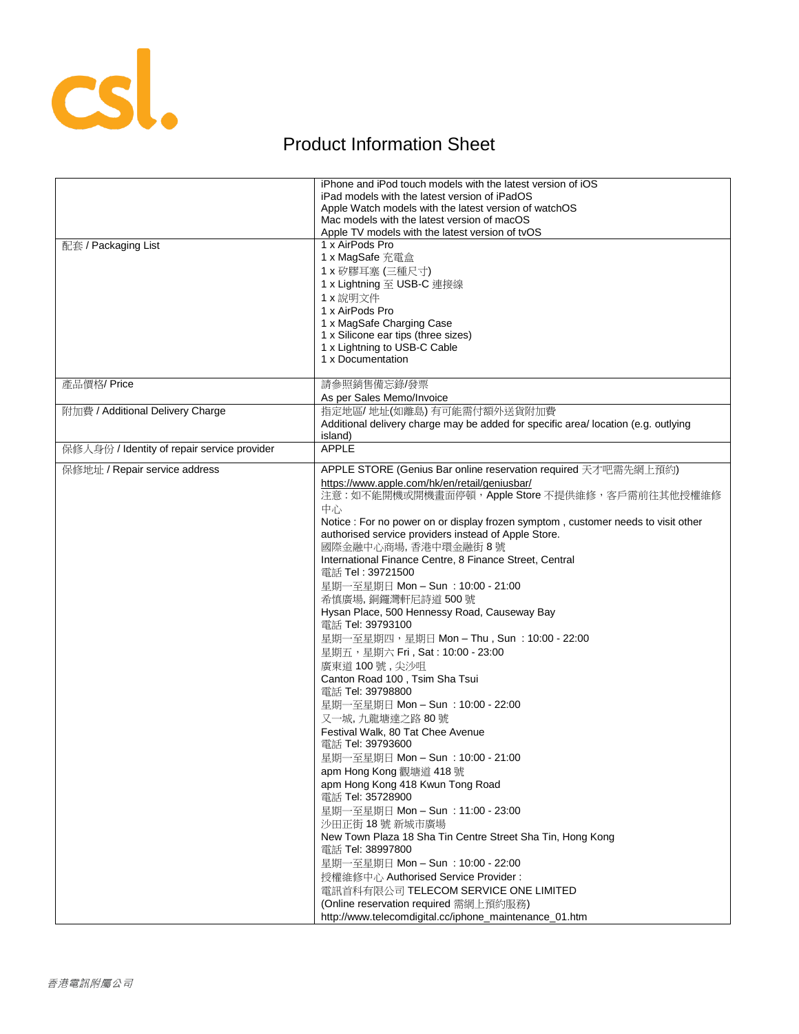csl.

# Product Information Sheet

| | |
|---|---|
| | iPhone and iPod touch models with the latest version of iOS<br>iPad models with the latest version of iPadOS<br>Apple Watch models with the latest version of watchOS<br>Mac models with the latest version of macOS<br>Apple TV models with the latest version of tvOS |
| 配套 / Packaging List | 1 x AirPods Pro<br>1 x MagSafe 充電盒<br>1 x 矽膠耳塞 (三種尺寸)<br>1 x Lightning 至 USB-C 連接線<br>1 x 說明文件<br>1 x AirPods Pro<br>1 x MagSafe Charging Case<br>1 x Silicone ear tips (three sizes)<br>1 x Lightning to USB-C Cable<br>1 x Documentation |
| 產品價格/ Price | 請參照銷售備忘錄/發票<br>As per Sales Memo/Invoice |
| 附加費 / Additional Delivery Charge | 指定地區/ 地址(如離島) 有可能需付額外送貨附加費<br>Additional delivery charge may be added for specific area/ location (e.g. outlying island) |
| 保修人身份 / Identity of repair service provider | APPLE |
| 保修地址 / Repair service address | APPLE STORE (Genius Bar online reservation required 天才吧需先網上預約)<br>https://www.apple.com/hk/en/retail/geniusbar/<br>注意：如不能開機或開機畫面停頓，Apple Store 不提供維修，客戶需前往其他授權維修中心<br>Notice : For no power on or display frozen symptom , customer needs to visit other authorised service providers instead of Apple Store.<br>國際金融中心商場, 香港中環金融街 8 號<br>International Finance Centre, 8 Finance Street, Central<br>電話 Tel : 39721500<br>星期一至星期日 Mon – Sun ：10:00 - 21:00<br>希慎廣場, 銅鑼灣軒尼詩道 500 號<br>Hysan Place, 500 Hennessy Road, Causeway Bay<br>電話 Tel: 39793100<br>星期一至星期四，星期日 Mon – Thu , Sun ：10:00 - 22:00<br>星期五，星期六 Fri , Sat : 10:00 - 23:00<br>廣東道 100 號 , 尖沙咀<br>Canton Road 100 , Tsim Sha Tsui<br>電話 Tel: 39798800<br>星期一至星期日 Mon – Sun ：10:00 - 22:00<br>又一城, 九龍塘達之路 80 號<br>Festival Walk, 80 Tat Chee Avenue<br>電話 Tel: 39793600<br>星期一至星期日 Mon – Sun ：10:00 - 21:00<br>apm Hong Kong 觀塘道 418 號<br>apm Hong Kong 418 Kwun Tong Road<br>電話 Tel: 35728900<br>星期一至星期日 Mon – Sun ：11:00 - 23:00<br>沙田正街 18 號 新城市廣場<br>New Town Plaza 18 Sha Tin Centre Street Sha Tin, Hong Kong<br>電話 Tel: 38997800<br>星期一至星期日 Mon – Sun ：10:00 - 22:00<br>授權維修中心 Authorised Service Provider :<br>電訊首科有限公司 TELECOM SERVICE ONE LIMITED<br>(Online reservation required 需網上預約服務)<br>http://www.telecomdigital.cc/iphone_maintenance_01.htm |

*香港電訊附屬公司*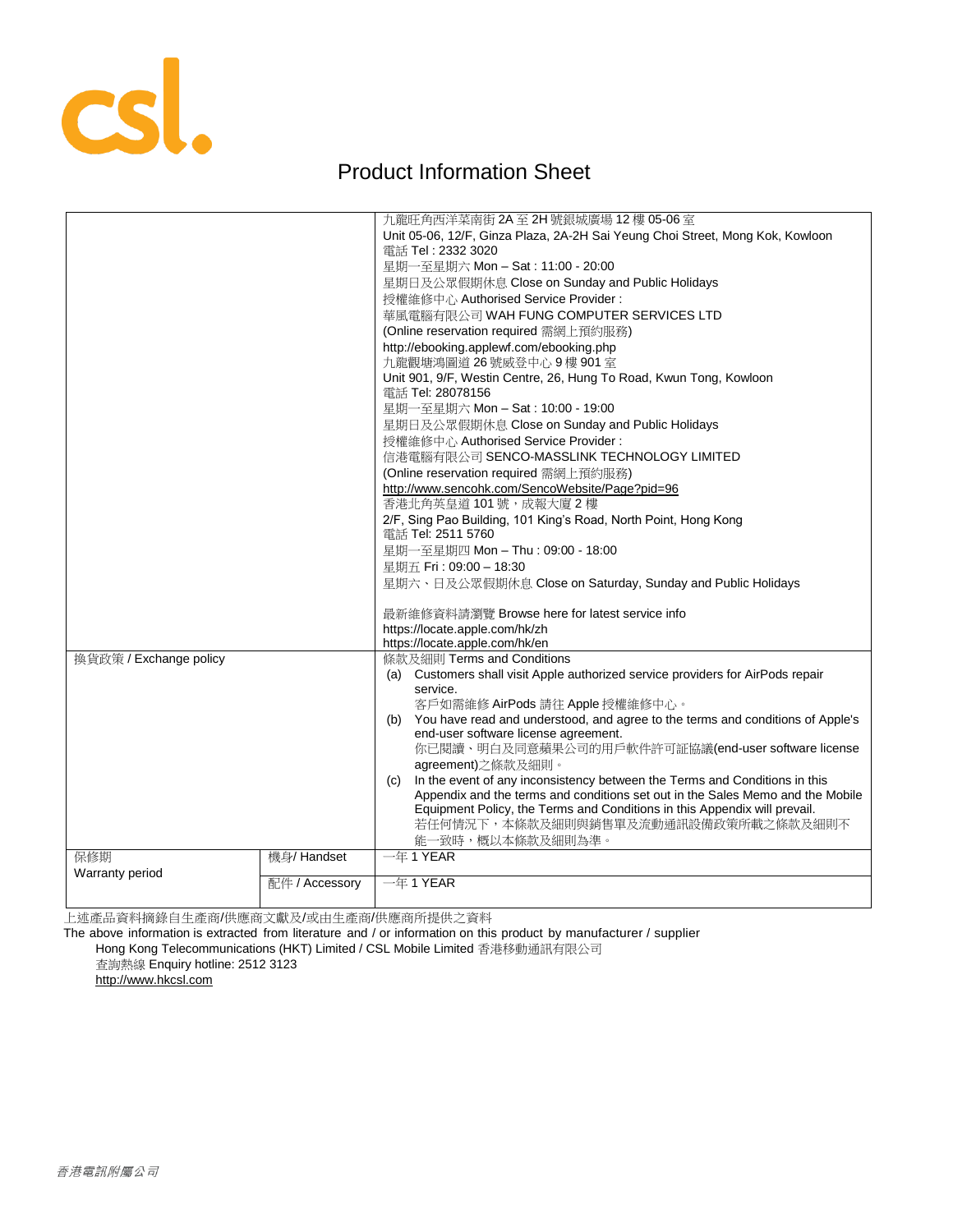# Product Information Sheet

| | | |
|---|---|---|
| | | 九龍旺角西洋菜南街 2A 至 2H 號銀城廣場 12 樓 05-06 室<br>Unit 05-06, 12/F, Ginza Plaza, 2A-2H Sai Yeung Choi Street, Mong Kok, Kowloon<br>電話 Tel : 2332 3020<br>星期一至星期六 Mon – Sat : 11:00 - 20:00<br>星期日及公眾假期休息 Close on Sunday and Public Holidays<br>授權維修中心 Authorised Service Provider :<br>華風電腦有限公司 WAH FUNG COMPUTER SERVICES LTD<br>(Online reservation required 需網上預約服務)<br>http://ebooking.applewf.com/ebooking.php<br>九龍觀塘鴻圖道 26 號威登中心 9 樓 901 室<br>Unit 901, 9/F, Westin Centre, 26, Hung To Road, Kwun Tong, Kowloon<br>電話 Tel: 28078156<br>星期一至星期六 Mon – Sat : 10:00 - 19:00<br>星期日及公眾假期休息 Close on Sunday and Public Holidays<br>授權維修中心 Authorised Service Provider :<br>信港電腦有限公司 SENCO-MASSLINK TECHNOLOGY LIMITED<br>(Online reservation required 需網上預約服務)<br>http://www.sencohk.com/SencoWebsite/Page?pid=96<br>香港北角英皇道 101 號，成報大廈 2 樓<br>2/F, Sing Pao Building, 101 King's Road, North Point, Hong Kong<br>電話 Tel: 2511 5760<br>星期一至星期四 Mon – Thu : 09:00 - 18:00<br>星期五 Fri : 09:00 – 18:30<br>星期六、日及公眾假期休息 Close on Saturday, Sunday and Public Holidays<br><br>最新維修資料請瀏覽 Browse here for latest service info<br>https://locate.apple.com/hk/zh<br>https://locate.apple.com/hk/en |
| 換貨政策 / Exchange policy | | 條款及細則 Terms and Conditions<br>(a) Customers shall visit Apple authorized service providers for AirPods repair service.<br>客戶如需維修 AirPods 請往 Apple 授權維修中心。<br>(b) You have read and understood, and agree to the terms and conditions of Apple's end-user software license agreement.<br>你已閱讀、明白及同意蘋果公司的用戶軟件許可証協議(end-user software license agreement)之條款及細則。<br>(c) In the event of any inconsistency between the Terms and Conditions in this Appendix and the terms and conditions set out in the Sales Memo and the Mobile Equipment Policy, the Terms and Conditions in this Appendix will prevail.<br>若任何情況下，本條款及細則與銷售單及流動通訊設備政策所載之條款及細則不能一致時，概以本條款及細則為準。 |
| 保修期<br>Warranty period | 機身/ Handset | 一年 1 YEAR |
| | 配件 / Accessory | 一年 1 YEAR |

上述產品資料摘錄自生產商/供應商文獻及/或由生產商/供應商所提供之資料

The above information is extracted from literature and / or information on this product by manufacturer / supplier

Hong Kong Telecommunications (HKT) Limited / CSL Mobile Limited 香港移動通訊有限公司

查詢熱線 Enquiry hotline: 2512 3123

http://www.hkcsl.com